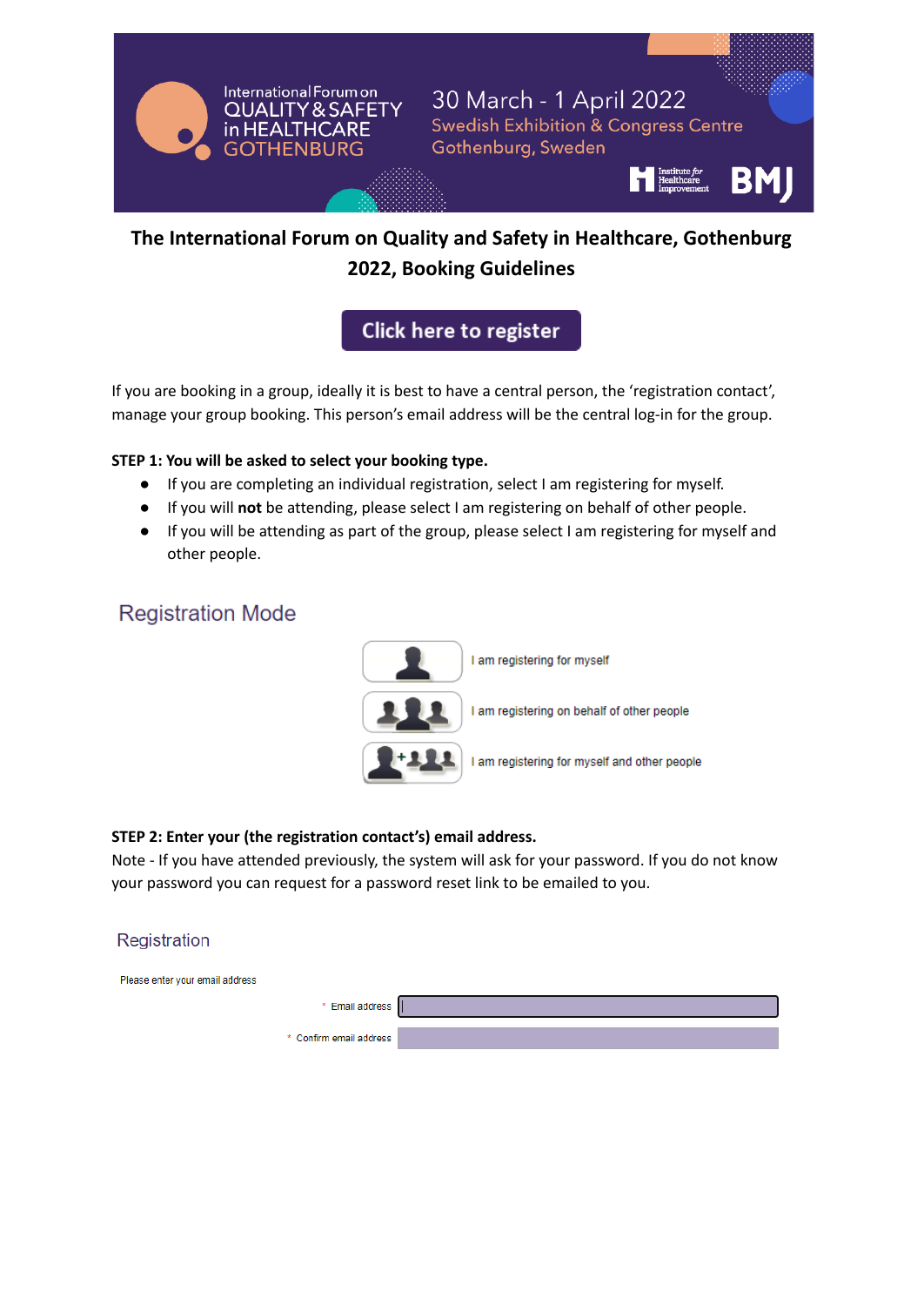International Forum on QUALITY & SAFETY in HEALTHCARE GOTHENBURG

30 March - 1 April 2022
Swedish Exhibition & Congress Centre
Gothenburg, Sweden

# The International Forum on Quality and Safety in Healthcare, Gothenburg 2022, Booking Guidelines

Click here to register

If you are booking in a group, ideally it is best to have a central person, the 'registration contact', manage your group booking. This person's email address will be the central log-in for the group.

**STEP 1: You will be asked to select your booking type.**

- If you are completing an individual registration, select I am registering for myself.
- If you will **not** be attending, please select I am registering on behalf of other people.
- If you will be attending as part of the group, please select I am registering for myself and other people.

## Registration Mode

- I am registering for myself
- I am registering on behalf of other people
- I am registering for myself and other people

**STEP 2: Enter your (the registration contact's) email address.**

Note - If you have attended previously, the system will ask for your password. If you do not know your password you can request for a password reset link to be emailed to you.

## Registration

Please enter your email address

\* Email address

\* Confirm email address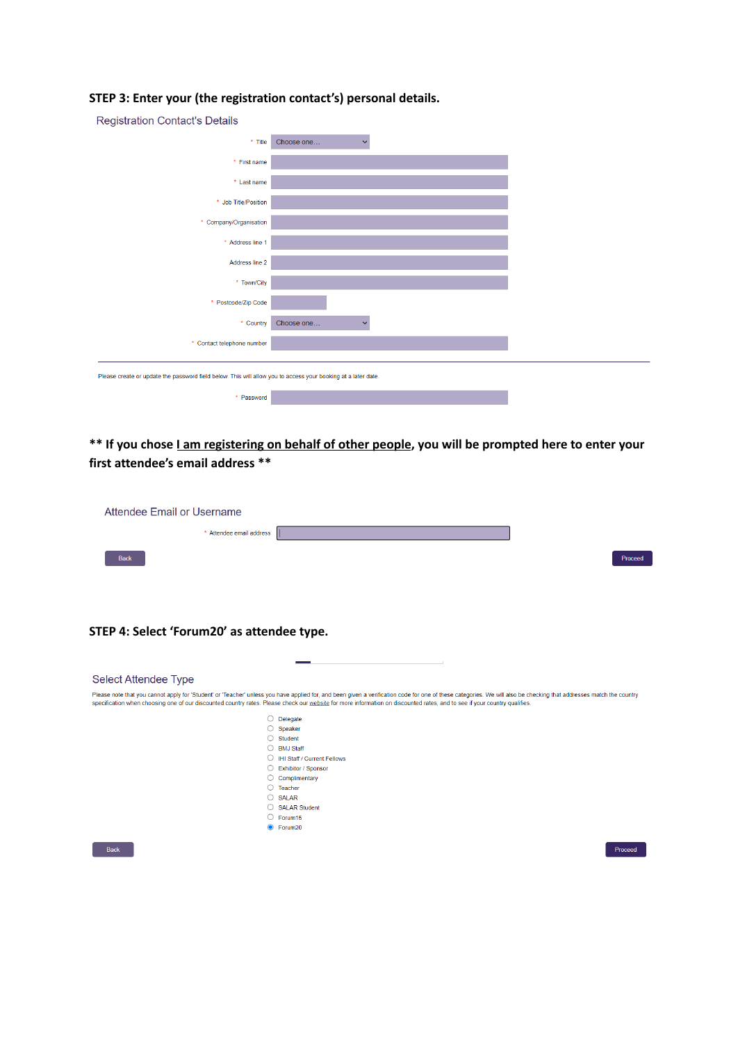**STEP 3: Enter your (the registration contact's) personal details.**

Registration Contact's Details

- * Title: Choose one...
- * First name
- * Last name
- * Job Title/Position
- * Company/Organisation
- * Address line 1
- Address line 2
- * Town/City
- * Postcode/Zip Code
- * Country: Choose one...
- * Contact telephone number

Please create or update the password field below. This will allow you to access your booking at a later date.

- * Password

**** If you chose I am registering on behalf of other people, you will be prompted here to enter your first attendee's email address ****

Attendee Email or Username

- * Attendee email address

Back | Proceed

**STEP 4: Select 'Forum20' as attendee type.**

Select Attendee Type

Please note that you cannot apply for 'Student' or 'Teacher' unless you have applied for, and been given a verification code for one of these categories. We will also be checking that addresses match the country specification when choosing one of our discounted country rates. Please check our website for more information on discounted rates, and to see if your country qualifies.

- ○ Delegate
- ○ Speaker
- ○ Student
- ○ BMJ Staff
- ○ IHI Staff / Current Fellows
- ○ Exhibitor / Sponsor
- ○ Complimentary
- ○ Teacher
- ○ SALAR
- ○ SALAR Student
- ○ Forum15
- ◉ Forum20

Back | Proceed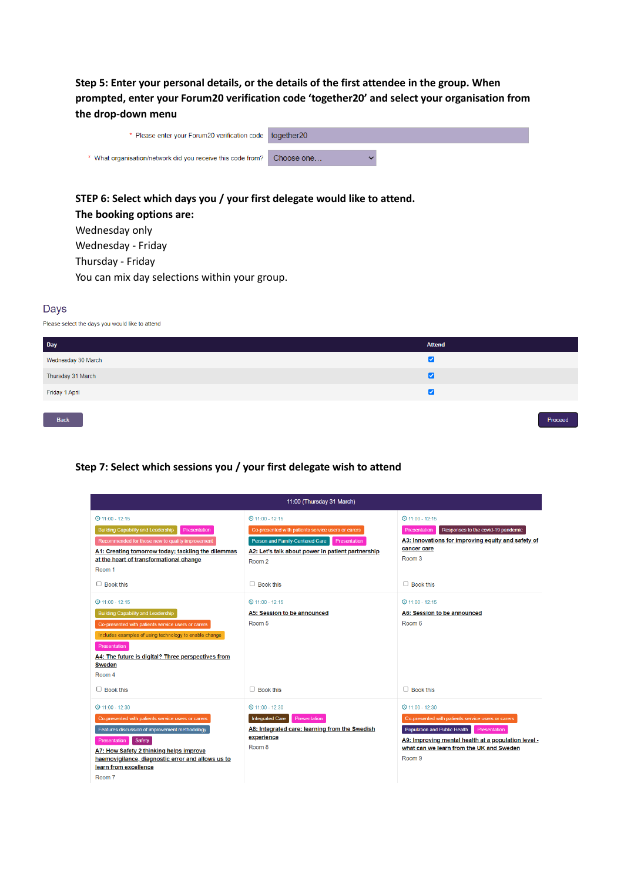**Step 5: Enter your personal details, or the details of the first attendee in the group. When prompted, enter your Forum20 verification code 'together20' and select your organisation from the drop-down menu**

\* Please enter your Forum20 verification code: together20

\* What organisation/network did you receive this code from? Choose one...

**STEP 6: Select which days you / your first delegate would like to attend.**

**The booking options are:**

Wednesday only

Wednesday - Friday

Thursday - Friday

You can mix day selections within your group.

## Days

Please select the days you would like to attend

| Day | Attend |
|---|---|
| Wednesday 30 March | ☑ |
| Thursday 31 March | ☑ |
| Friday 1 April | ☑ |

Back | Proceed

**Step 7: Select which sessions you / your first delegate wish to attend**

11:00 (Thursday 31 March)

| | | |
|---|---|---|
| 11:00 - 12:15<br>Building Capability and Leadership · Presentation · Recommended for those new to quality improvement<br>A1: Creating tomorrow today: tackling the dilemmas at the heart of transformational change<br>Room 1<br>☐ Book this | 11:00 - 12:15<br>Co-presented with patients service users or carers · Person and Family-Centered Care · Presentation<br>A2: Let's talk about power in patient partnership<br>Room 2<br>☐ Book this | 11:00 - 12:15<br>Presentation · Responses to the covid-19 pandemic<br>A3: Innovations for improving equity and safety of cancer care<br>Room 3<br>☐ Book this |
| 11:00 - 12:15<br>Building Capability and Leadership · Co-presented with patients service users or carers · Includes examples of using technology to enable change · Presentation<br>A4: The future is digital? Three perspectives from Sweden<br>Room 4<br>☐ Book this | 11:00 - 12:15<br>A5: Session to be announced<br>Room 5<br>☐ Book this | 11:00 - 12:15<br>A6: Session to be announced<br>Room 6<br>☐ Book this |
| 11:00 - 12:30<br>Co-presented with patients service users or carers · Features discussion of improvement methodology · Presentation · Safety<br>A7: How Safety 2 thinking helps improve haemovigilance, diagnostic error and allows us to learn from excellence<br>Room 7 | 11:00 - 12:30<br>Integrated Care · Presentation<br>A8: Integrated care: learning from the Swedish experience<br>Room 8 | 11:00 - 12:30<br>Co-presented with patients service users or carers · Population and Public Health · Presentation<br>A9: Improving mental health at a population level - what can we learn from the UK and Sweden<br>Room 9 |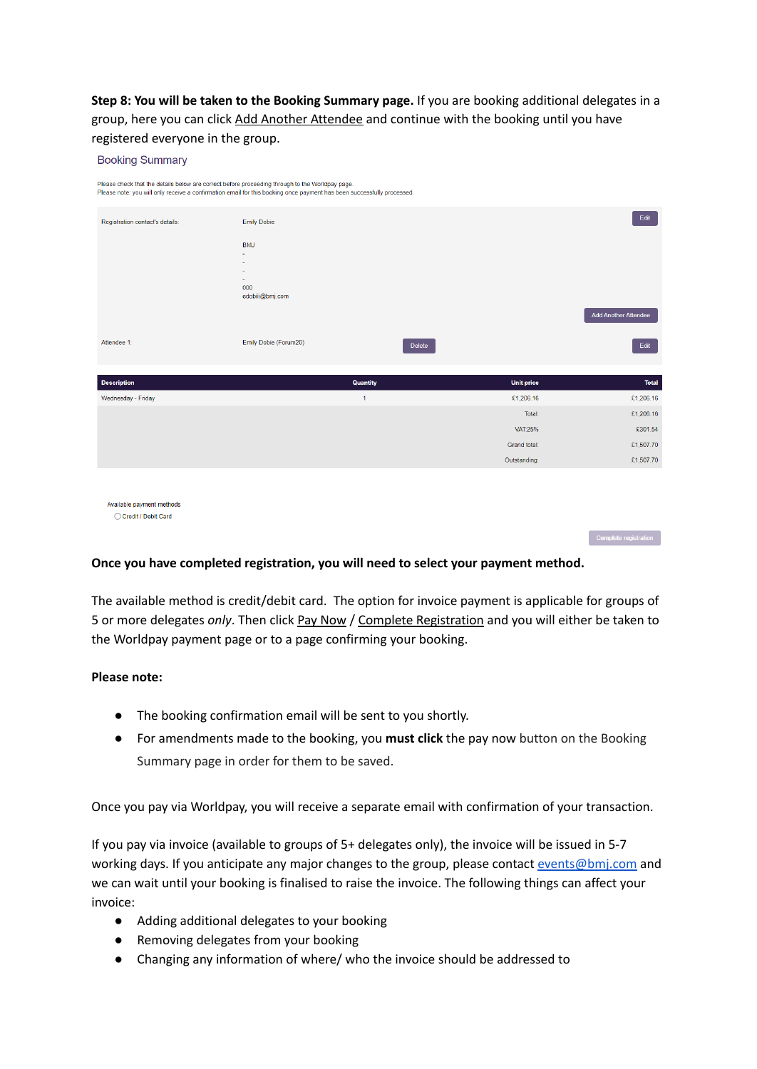**Step 8: You will be taken to the Booking Summary page.** If you are booking additional delegates in a group, here you can click Add Another Attendee and continue with the booking until you have registered everyone in the group.

Booking Summary

Please check that the details below are correct before proceeding through to the Worldpay page.
Please note: you will only receive a confirmation email for this booking once payment has been successfully processed.

Registration contact's details: Emily Dobie

BMJ
-
-
-
-
000
edobiii@bmj.com

Edit

Add Another Attendee

Attendee 1: Emily Dobie (Forum20) Delete Edit

| Description | Quantity | Unit price | Total |
|---|---|---|---|
| Wednesday - Friday | 1 | £1,206.16 | £1,206.16 |
| | | Total: | £1,206.16 |
| | | VAT 25% | £301.54 |
| | | Grand total: | £1,507.70 |
| | | Outstanding: | £1,507.70 |

Available payment methods
○ Credit / Debit Card

Complete registration

**Once you have completed registration, you will need to select your payment method.**

The available method is credit/debit card. The option for invoice payment is applicable for groups of 5 or more delegates *only*. Then click Pay Now / Complete Registration and you will either be taken to the Worldpay payment page or to a page confirming your booking.

**Please note:**

- The booking confirmation email will be sent to you shortly.
- For amendments made to the booking, you **must click** the pay now button on the Booking Summary page in order for them to be saved.

Once you pay via Worldpay, you will receive a separate email with confirmation of your transaction.

If you pay via invoice (available to groups of 5+ delegates only), the invoice will be issued in 5-7 working days. If you anticipate any major changes to the group, please contact events@bmj.com and we can wait until your booking is finalised to raise the invoice. The following things can affect your invoice:

- Adding additional delegates to your booking
- Removing delegates from your booking
- Changing any information of where/ who the invoice should be addressed to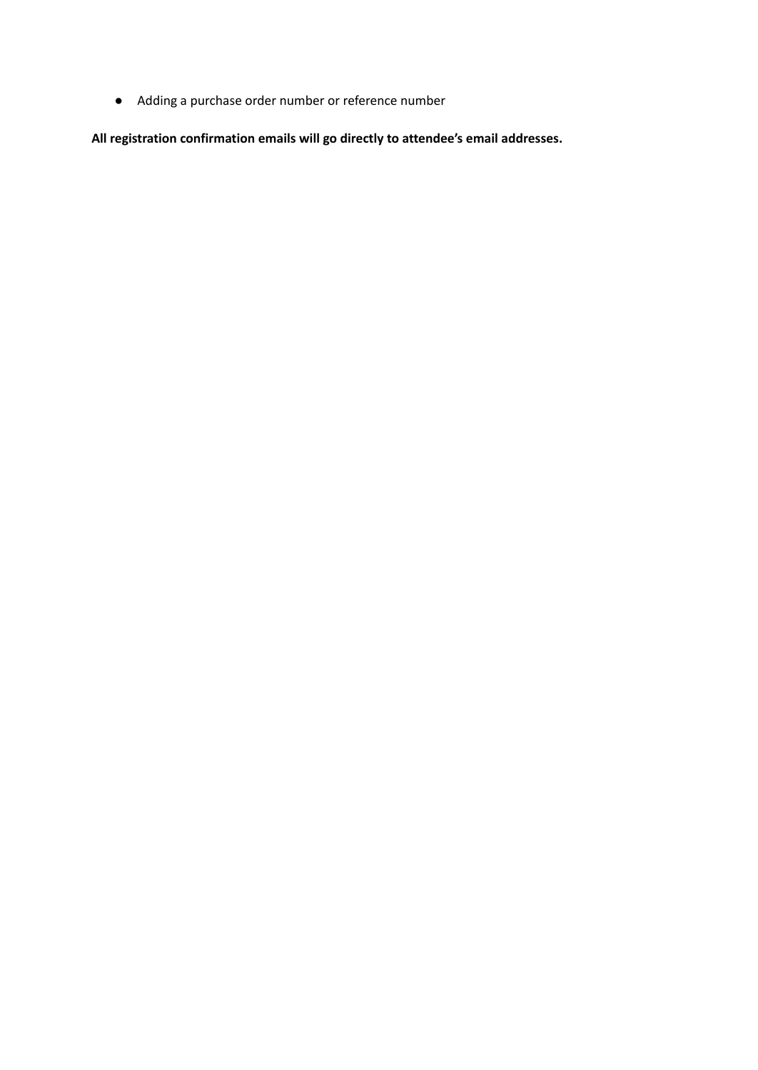- Adding a purchase order number or reference number

**All registration confirmation emails will go directly to attendee's email addresses.**